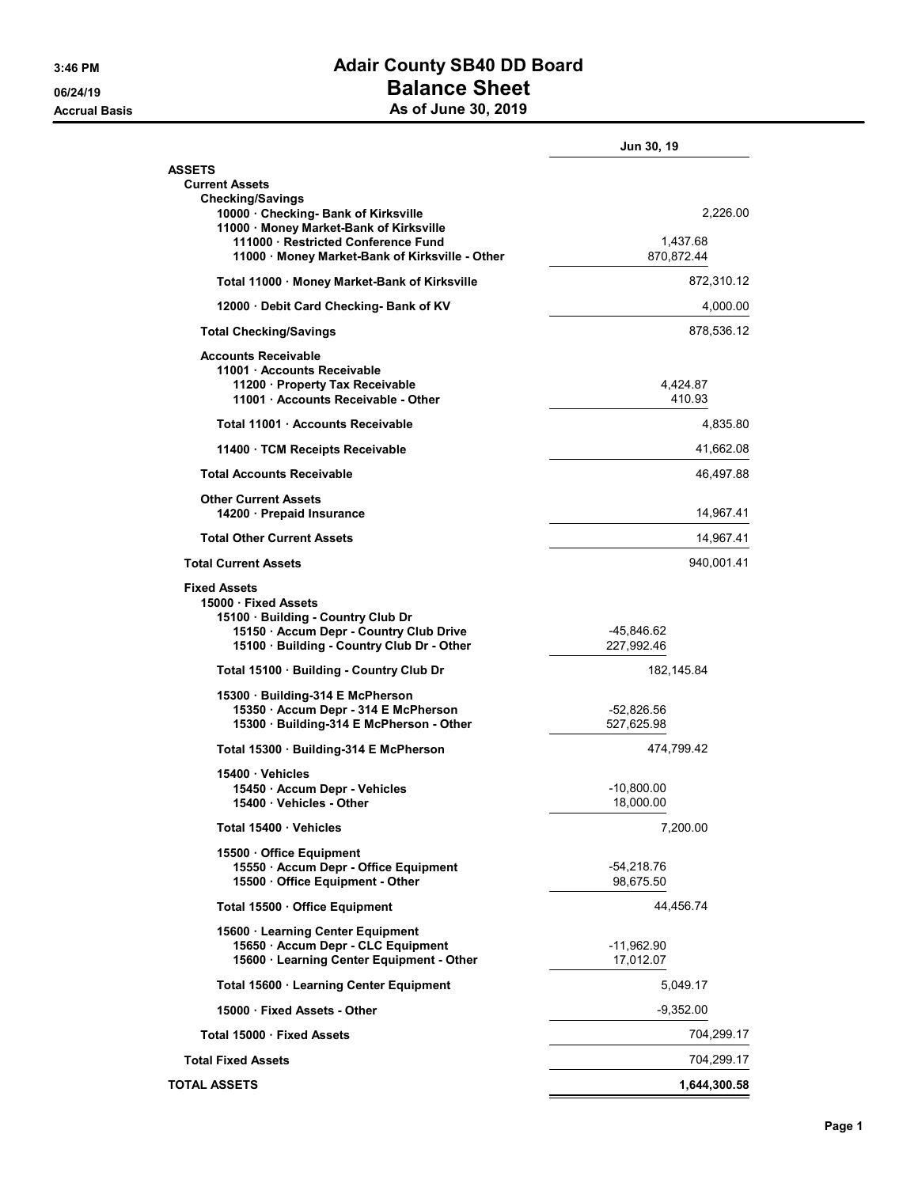# Adair County SB40 DD Board

## Balance Sheet

### As of June 30, 2019

3:46 PM
06/24/19
Accrual Basis

| | | Jun 30, 19 |
|---|---|---|
| **ASSETS** | | |
| **Current Assets** | | |
| **Checking/Savings** | | |
| 10000 · Checking- Bank of Kirksville | | 2,226.00 |
| 11000 · Money Market-Bank of Kirksville | | |
| 111000 · Restricted Conference Fund | 1,437.68 | |
| 11000 · Money Market-Bank of Kirksville - Other | 870,872.44 | |
| Total 11000 · Money Market-Bank of Kirksville | | 872,310.12 |
| 12000 · Debit Card Checking- Bank of KV | | 4,000.00 |
| **Total Checking/Savings** | | 878,536.12 |
| **Accounts Receivable** | | |
| 11001 · Accounts Receivable | | |
| 11200 · Property Tax Receivable | 4,424.87 | |
| 11001 · Accounts Receivable - Other | 410.93 | |
| Total 11001 · Accounts Receivable | | 4,835.80 |
| 11400 · TCM Receipts Receivable | | 41,662.08 |
| **Total Accounts Receivable** | | 46,497.88 |
| **Other Current Assets** | | |
| 14200 · Prepaid Insurance | | 14,967.41 |
| **Total Other Current Assets** | | 14,967.41 |
| **Total Current Assets** | | 940,001.41 |
| **Fixed Assets** | | |
| 15000 · Fixed Assets | | |
| 15100 · Building - Country Club Dr | | |
| 15150 · Accum Depr - Country Club Drive | -45,846.62 | |
| 15100 · Building - Country Club Dr - Other | 227,992.46 | |
| Total 15100 · Building - Country Club Dr | 182,145.84 | |
| 15300 · Building-314 E McPherson | | |
| 15350 · Accum Depr - 314 E McPherson | -52,826.56 | |
| 15300 · Building-314 E McPherson - Other | 527,625.98 | |
| Total 15300 · Building-314 E McPherson | 474,799.42 | |
| 15400 · Vehicles | | |
| 15450 · Accum Depr - Vehicles | -10,800.00 | |
| 15400 · Vehicles - Other | 18,000.00 | |
| Total 15400 · Vehicles | 7,200.00 | |
| 15500 · Office Equipment | | |
| 15550 · Accum Depr - Office Equipment | -54,218.76 | |
| 15500 · Office Equipment - Other | 98,675.50 | |
| Total 15500 · Office Equipment | 44,456.74 | |
| 15600 · Learning Center Equipment | | |
| 15650 · Accum Depr - CLC Equipment | -11,962.90 | |
| 15600 · Learning Center Equipment - Other | 17,012.07 | |
| Total 15600 · Learning Center Equipment | 5,049.17 | |
| 15000 · Fixed Assets - Other | -9,352.00 | |
| Total 15000 · Fixed Assets | | 704,299.17 |
| **Total Fixed Assets** | | 704,299.17 |
| **TOTAL ASSETS** | | **1,644,300.58** |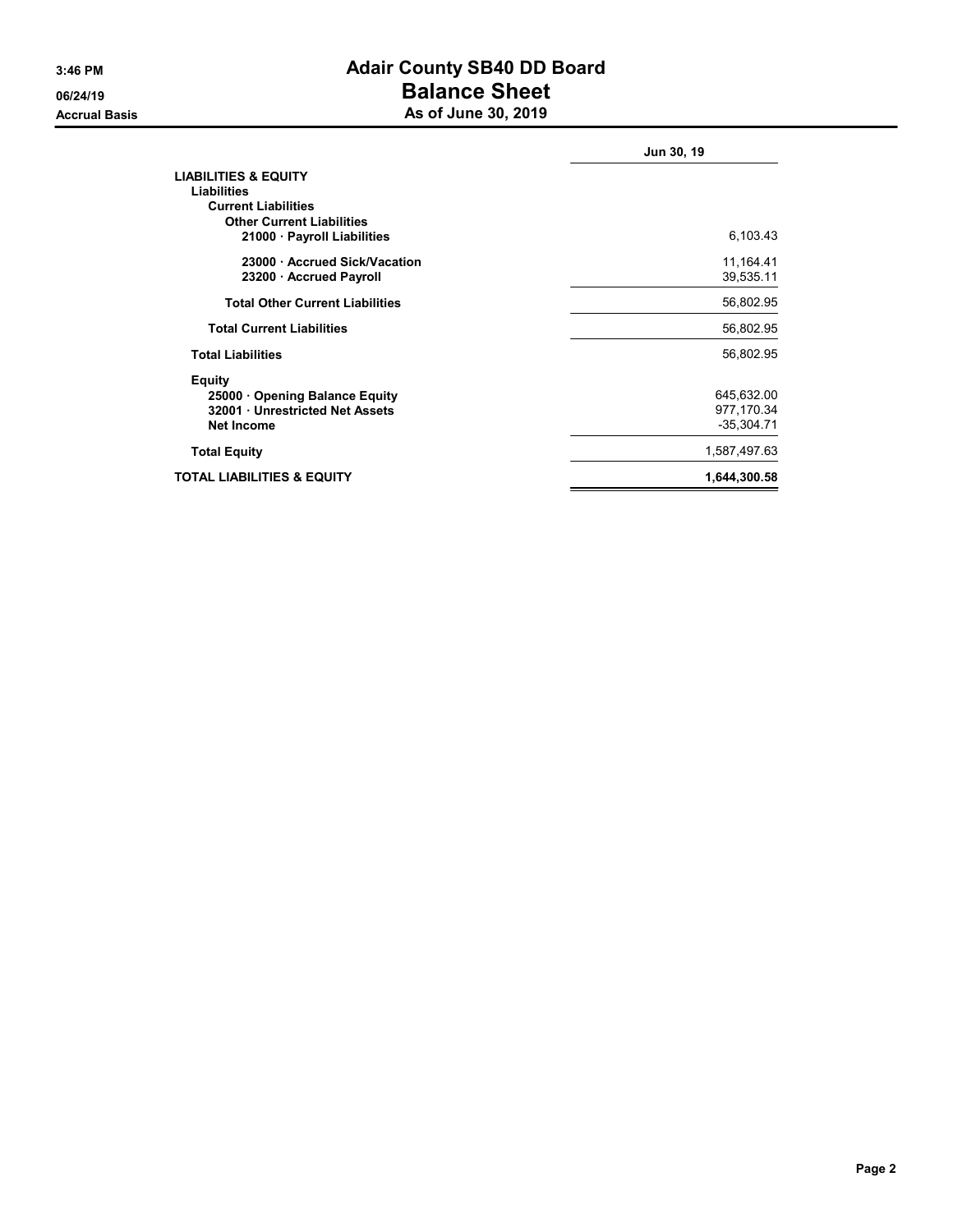# Adair County SB40 DD Board

## Balance Sheet

### As of June 30, 2019

3:46 PM

06/24/19

Accrual Basis

| | Jun 30, 19 |
|---|---|
| **LIABILITIES & EQUITY** | |
| **Liabilities** | |
| **Current Liabilities** | |
| **Other Current Liabilities** | |
| **21000 · Payroll Liabilities** | 6,103.43 |
| **23000 · Accrued Sick/Vacation** | 11,164.41 |
| **23200 · Accrued Payroll** | 39,535.11 |
| **Total Other Current Liabilities** | 56,802.95 |
| **Total Current Liabilities** | 56,802.95 |
| **Total Liabilities** | 56,802.95 |
| **Equity** | |
| **25000 · Opening Balance Equity** | 645,632.00 |
| **32001 · Unrestricted Net Assets** | 977,170.34 |
| **Net Income** | -35,304.71 |
| **Total Equity** | 1,587,497.63 |
| **TOTAL LIABILITIES & EQUITY** | **1,644,300.58** |